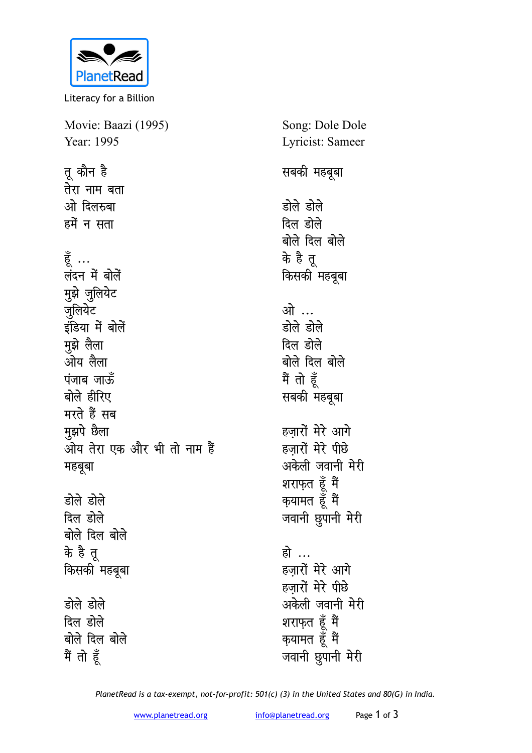Literacy for a Billion

Movie: Baazi (1995)
Year: 1995

Song: Dole Dole
Lyricist: Sameer

तू कौन है
तेरा नाम बता
ओ दिलरुबा
हमें न सता

हूँ ...
लंदन में बोलें
मुझे जुलियेट
जुलियेट
इंडिया में बोलें
मुझे लैला
ओय लैला
पंजाब जाऊँ
बोले हीरिए
मरते हैं सब
मुझपे छैला
ओय तेरा एक और भी तो नाम हैं
महबूबा

डोले डोले
दिल डोले
बोले दिल बोले
के है तू
किसकी महबूबा

डोले डोले
दिल डोले
बोले दिल बोले
मैं तो हूँ
सबकी महबूबा

डोले डोले
दिल डोले
बोले दिल बोले
के है तू
किसकी महबूबा

ओ ...
डोले डोले
दिल डोले
बोले दिल बोले
मैं तो हूँ
सबकी महबूबा

हज़ारों मेरे आगे
हज़ारों मेरे पीछे
अकेली जवानी मेरी
शराफ़त हूँ मैं
क़यामत हूँ मैं
जवानी छुपानी मेरी

हो ...
हज़ारों मेरे आगे
हज़ारों मेरे पीछे
अकेली जवानी मेरी
शराफ़त हूँ मैं
क़यामत हूँ मैं
जवानी छुपानी मेरी

*PlanetRead is a tax-exempt, not-for-profit: 501(c) (3) in the United States and 80(G) in India.*

www.planetread.org info@planetread.org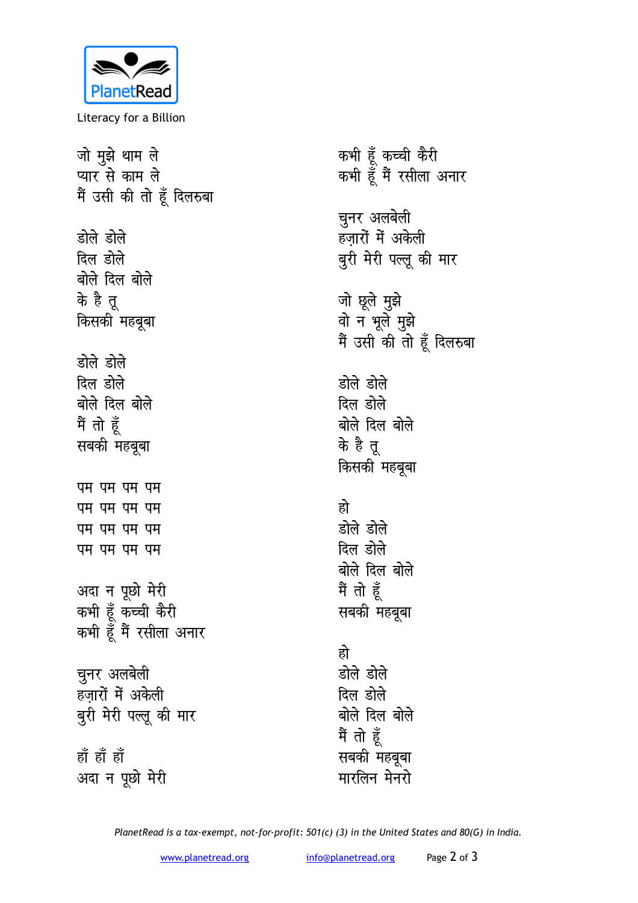जो मुझे थाम ले
प्यार से काम ले
मैं उसी की तो हूँ दिलरुबा

डोले डोले
दिल डोले
बोले दिल बोले
के है तू
किसकी महबूबा

डोले डोले
दिल डोले
बोले दिल बोले
मैं तो हूँ
सबकी महबूबा

पम पम पम पम
पम पम पम पम
पम पम पम पम
पम पम पम पम

अदा न पूछो मेरी
कभी हूँ कच्ची कैरी
कभी हूँ मैं रसीला अनार

चुनर अलबेली
हज़ारों में अकेली
बुरी मेरी पल्लू की मार

हाँ हाँ हाँ
अदा न पूछो मेरी
कभी हूँ कच्ची कैरी
कभी हूँ मैं रसीला अनार

चुनर अलबेली
हज़ारों में अकेली
बुरी मेरी पल्लू की मार

जो छूले मुझे
वो न भूले मुझे
मैं उसी की तो हूँ दिलरुबा

डोले डोले
दिल डोले
बोले दिल बोले
के है तू
किसकी महबूबा

हो
डोले डोले
दिल डोले
बोले दिल बोले
मैं तो हूँ
सबकी महबूबा

हो
डोले डोले
दिल डोले
बोले दिल बोले
मैं तो हूँ
सबकी महबूबा
मारलिन मेनरो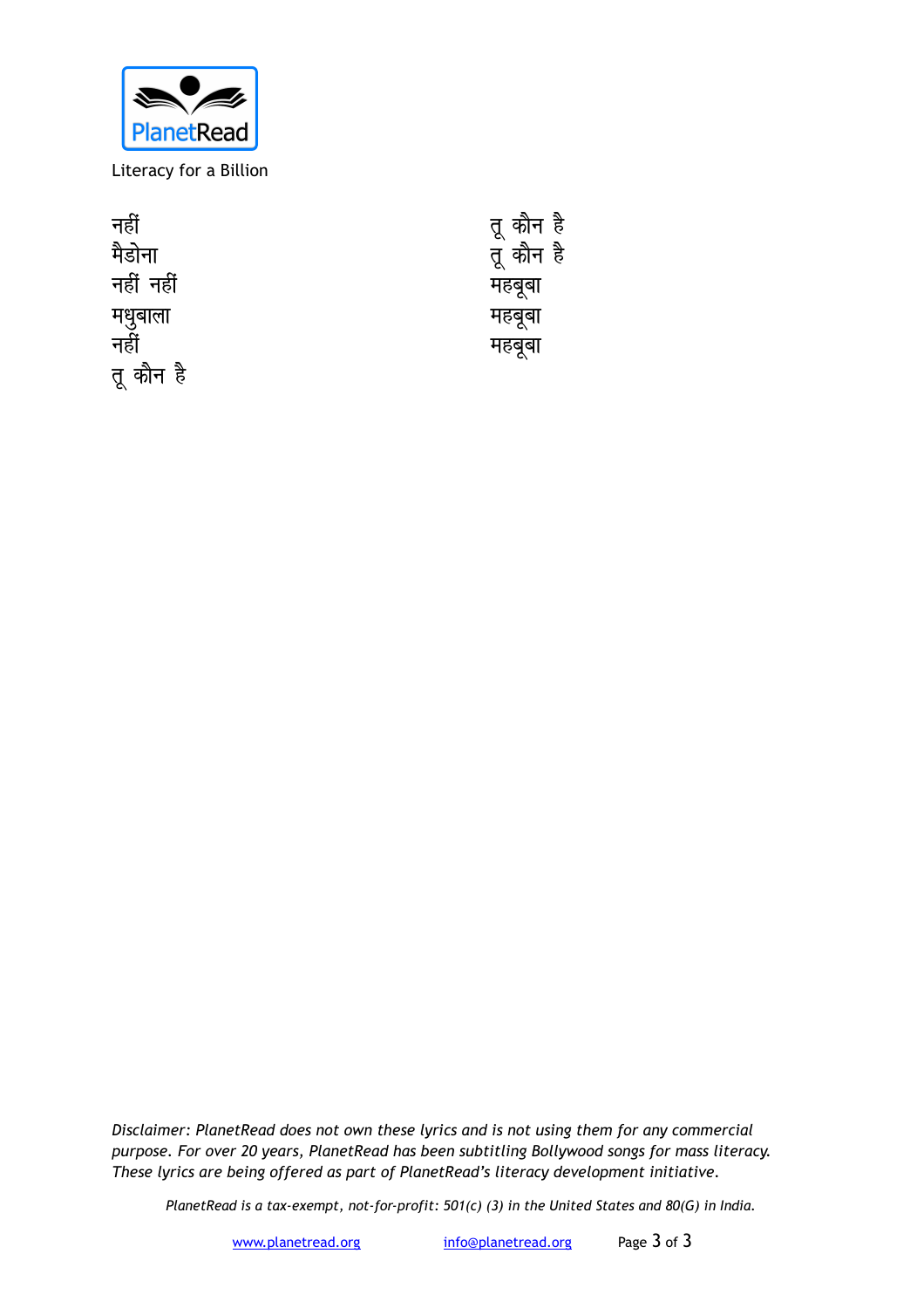नहीं
मैडोना
नहीं नहीं
मधुबाला
नहीं
तू कौन है

तू कौन है
तू कौन है
महबूबा
महबूबा
महबूबा

*Disclaimer: PlanetRead does not own these lyrics and is not using them for any commercial purpose. For over 20 years, PlanetRead has subtitling Bollywood songs for mass literacy. These lyrics are being offered as part of PlanetRead's literacy development initiative.*

*PlanetRead is a tax-exempt, not-for-profit: 501(c) (3) in the United States and 80(G) in India.*